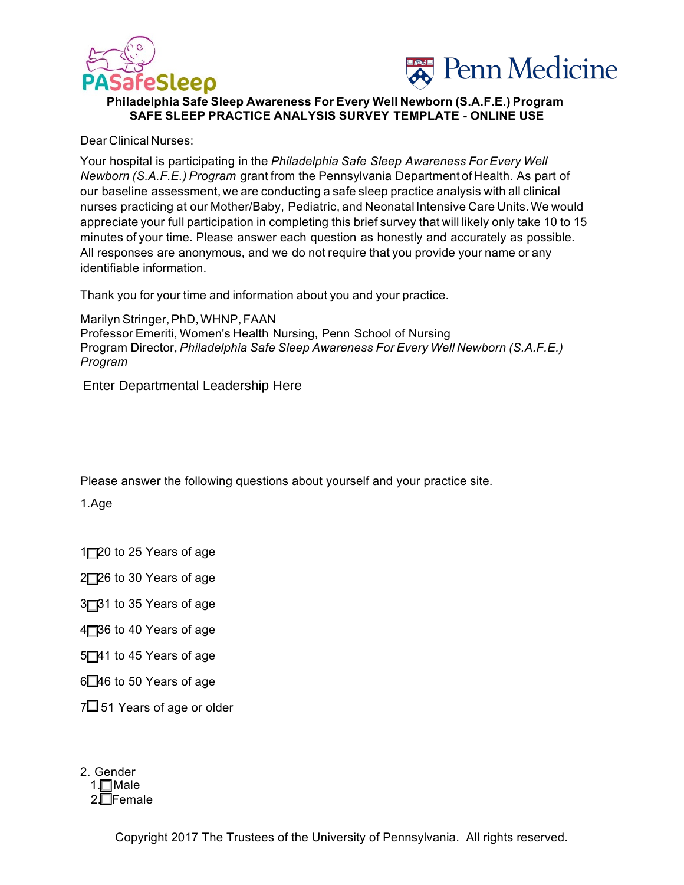PASafeSleep

Penn Medicine

**Philadelphia Safe Sleep Awareness For Every Well Newborn (S.A.F.E.) Program**
**SAFE SLEEP PRACTICE ANALYSIS SURVEY TEMPLATE - ONLINE USE**

Dear Clinical Nurses:

Your hospital is participating in the *Philadelphia Safe Sleep Awareness For Every Well Newborn (S.A.F.E.) Program* grant from the Pennsylvania Department of Health. As part of our baseline assessment, we are conducting a safe sleep practice analysis with all clinical nurses practicing at our Mother/Baby, Pediatric, and Neonatal Intensive Care Units. We would appreciate your full participation in completing this brief survey that will likely only take 10 to 15 minutes of your time. Please answer each question as honestly and accurately as possible. All responses are anonymous, and we do not require that you provide your name or any identifiable information.

Thank you for your time and information about you and your practice.

Marilyn Stringer, PhD, WHNP, FAAN
Professor Emeriti, Women's Health Nursing, Penn School of Nursing
Program Director, *Philadelphia Safe Sleep Awareness For Every Well Newborn (S.A.F.E.) Program*

Enter Departmental Leadership Here

Please answer the following questions about yourself and your practice site.

1. Age

1 ☐ 20 to 25 Years of age

2 ☐ 26 to 30 Years of age

3 ☐ 31 to 35 Years of age

4 ☐ 36 to 40 Years of age

5 ☐ 41 to 45 Years of age

6 ☐ 46 to 50 Years of age

7 ☐ 51 Years of age or older

2. Gender

1. ☐ Male
2. ☐ Female

Copyright 2017 The Trustees of the University of Pennsylvania. All rights reserved.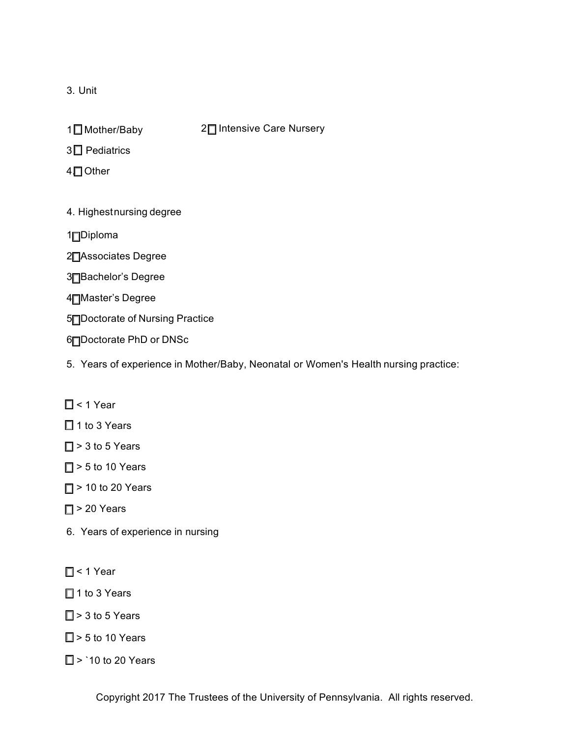3. Unit

1☐ Mother/Baby    2☐ Intensive Care Nursery

3☐ Pediatrics

4☐ Other

4. Highest nursing degree

1☐Diploma

2☐Associates Degree

3☐Bachelor's Degree

4☐Master's Degree

5☐Doctorate of Nursing Practice

6☐Doctorate PhD or DNSc

5. Years of experience in Mother/Baby, Neonatal or Women's Health nursing practice:

☐ < 1 Year

☐ 1 to 3 Years

☐ > 3 to 5 Years

☐ > 5 to 10 Years

☐ > 10 to 20 Years

☐ > 20 Years

6. Years of experience in nursing

☐ < 1 Year

☐ 1 to 3 Years

☐ > 3 to 5 Years

☐ > 5 to 10 Years

☐ > `10 to 20 Years

Copyright 2017 The Trustees of the University of Pennsylvania. All rights reserved.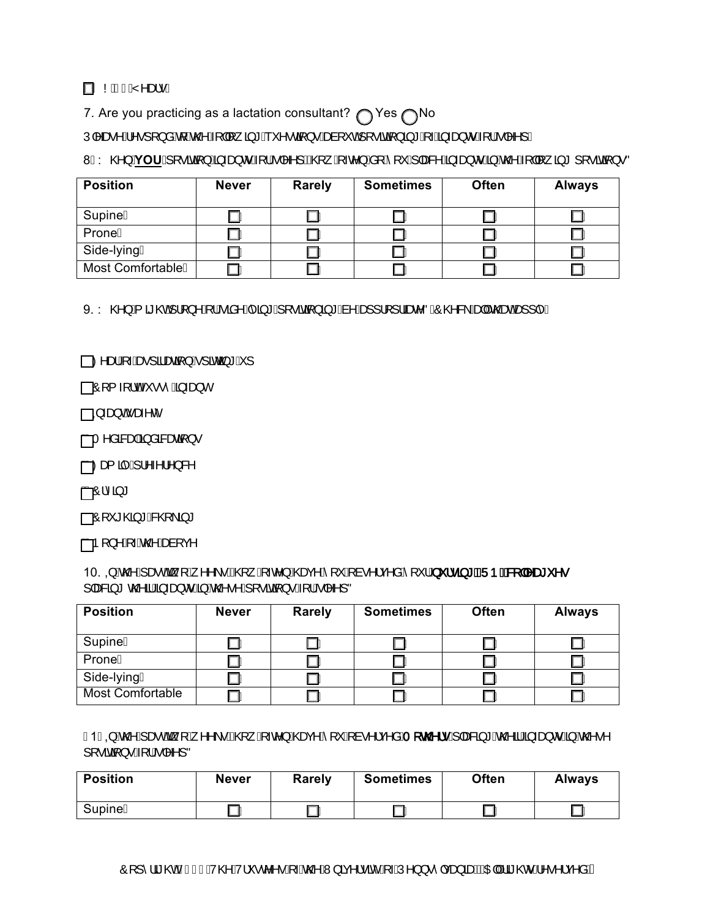☐ > 20 Years

7. Are you practicing as a lactation consultant? ◯ Yes ◯ No

Please respond to the following questions about positioning of infants for sleep.

8. When **YOU** position infants for sleep, how often do you place infants in the following positions?

| Position | Never | Rarely | Sometimes | Often | Always |
|---|---|---|---|---|---|
| Supine | ☐ | ☐ | ☐ | ☐ | ☐ |
| Prone | ☐ | ☐ | ☐ | ☐ | ☐ |
| Side-lying | ☐ | ☐ | ☐ | ☐ | ☐ |
| Most Comfortable | ☐ | ☐ | ☐ | ☐ | ☐ |

9. When might prone or side-lying positioning be appropriate? Check all that apply.

☐ Fear of aspiration/spitting up

☐ Comfort/fussy infant

☐ Infant safety

☐ Medical indications

☐ Family preference

☐ Crying

☐ Coughing/choking

☐ None of the above

10. In the past two weeks, how often have you observed your **nursing (RN) colleagues** placing their infants in these positions for sleep?

| Position | Never | Rarely | Sometimes | Often | Always |
|---|---|---|---|---|---|
| Supine | ☐ | ☐ | ☐ | ☐ | ☐ |
| Prone | ☐ | ☐ | ☐ | ☐ | ☐ |
| Side-lying | ☐ | ☐ | ☐ | ☐ | ☐ |
| Most Comfortable | ☐ | ☐ | ☐ | ☐ | ☐ |

11. In the past two weeks, how often have you observed **Mothers** placing their infants in these positions for sleep?

| Position | Never | Rarely | Sometimes | Often | Always |
|---|---|---|---|---|---|
| Supine | ☐ | ☐ | ☐ | ☐ | ☐ |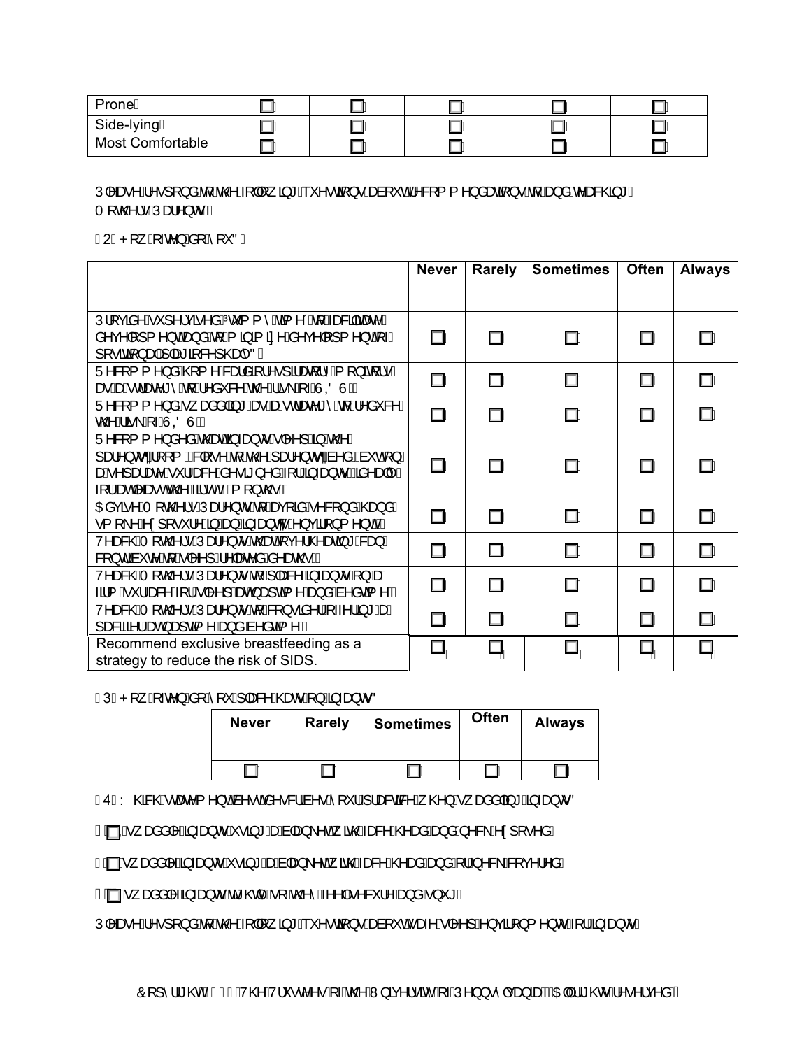| | | | | | |
|---|---|---|---|---|---|
| Prone | ☐ | ☐ | ☐ | ☐ | ☐ |
| Side-lying | ☐ | ☐ | ☐ | ☐ | ☐ |
| Most Comfortable | ☐ | ☐ | ☐ | ☐ | ☐ |

Please respond to the following questions about recommendations to and teaching Mothers/Parents:

O. How often do you?

| | Never | Rarely | Sometimes | Often | Always |
|---|---|---|---|---|---|
| Provide supervised "tummy time" to facilitate development and to minimize development of positional plagiocephaly? | ☐ | ☐ | ☐ | ☐ | ☐ |
| Recommend home cardiorespiratory monitors as a strategy to reduce the risk of SIDS. | ☐ | ☐ | ☐ | ☐ | ☐ |
| Recommend swaddling as a strategy to reduce the risk of SIDS. | ☐ | ☐ | ☐ | ☐ | ☐ |
| Recommended that infants sleep in the parents' room, close to the parents' bed, but on a separate surface designed for infants, ideally for at least the first 6 months. | ☐ | ☐ | ☐ | ☐ | ☐ |
| Advise Mothers/Parents to avoid secondhand smoke exposure in an infant's environment. | ☐ | ☐ | ☐ | ☐ | ☐ |
| Teach Mothers/Parents that overheating can contribute to sleep related deaths. | ☐ | ☐ | ☐ | ☐ | ☐ |
| Teach Mothers/Parents to place infants on a firm surface for sleep at naptime and bedtime. | ☐ | ☐ | ☐ | ☐ | ☐ |
| Teach Mothers/Parents to consider offering a pacifier at naptime and bedtime. | ☐ | ☐ | ☐ | ☐ | ☐ |
| Recommend exclusive breastfeeding as a strategy to reduce the risk of SIDS. | ☐ | ☐ | ☐ | ☐ | ☐ |

P. How often do you place hats on infants?

| Never | Rarely | Sometimes | Often | Always |
|---|---|---|---|---|
| ☐ | ☐ | ☐ | ☐ | ☐ |

Q. Which statement best describes your practice when swaddling infants?

- ☐ I swaddle infants using a blanket with face, head and neck exposed.
- ☐ I swaddle infants using a blanket with face, head and/or neck covered.
- ☐ I swaddle infants tightly so they feel secure and snug.

Please respond to the following questions about safe sleep environment for infants.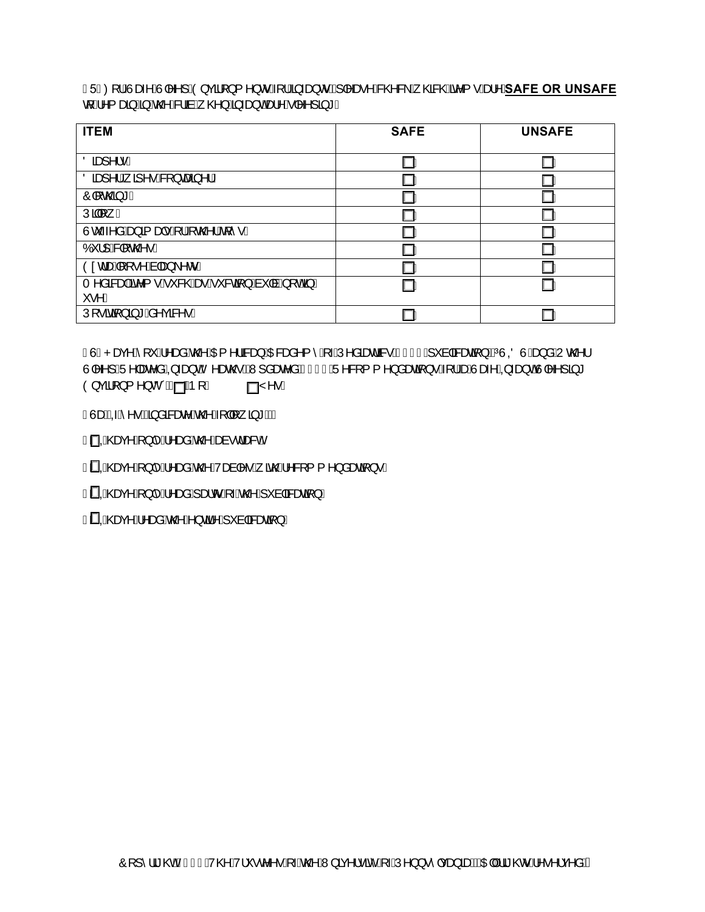5. For Safe Sleep Environments for infants, please check which items are **SAFE OR UNSAFE** to remain in the crib when infants are sleeping:

| ITEM | SAFE | UNSAFE |
|---|---|---|
| Diapers | ☐ | ☐ |
| Diaper wipes container | ☐ | ☐ |
| Clothing | ☐ | ☐ |
| Pillow | ☐ | ☐ |
| Stuffed animal or other toys | ☐ | ☐ |
| Burp clothes | ☐ | ☐ |
| Extra loose blankets | ☐ | ☐ |
| Medical items such as suction bulb, or noting use | ☐ | ☐ |
| Positioning devices | ☐ | ☐ |

6. Have you read the American Academy of Pediatrics' 2016 publication "SIDS and Other Sleep-Related Infant Deaths: Updated 2016 Recommendations for a Safe Infant Sleeping Environment"? ☐ No ☐ Yes

6a. If yes, indicate the following:

☐ I have only read the abstracts

☐ I have only read the Table with recommendations

☐ I have only read parts of the publication

☐ I have read the entire publication

Copyright 2016 The Trustees of the University of Pennsylvania. All rights reserved.